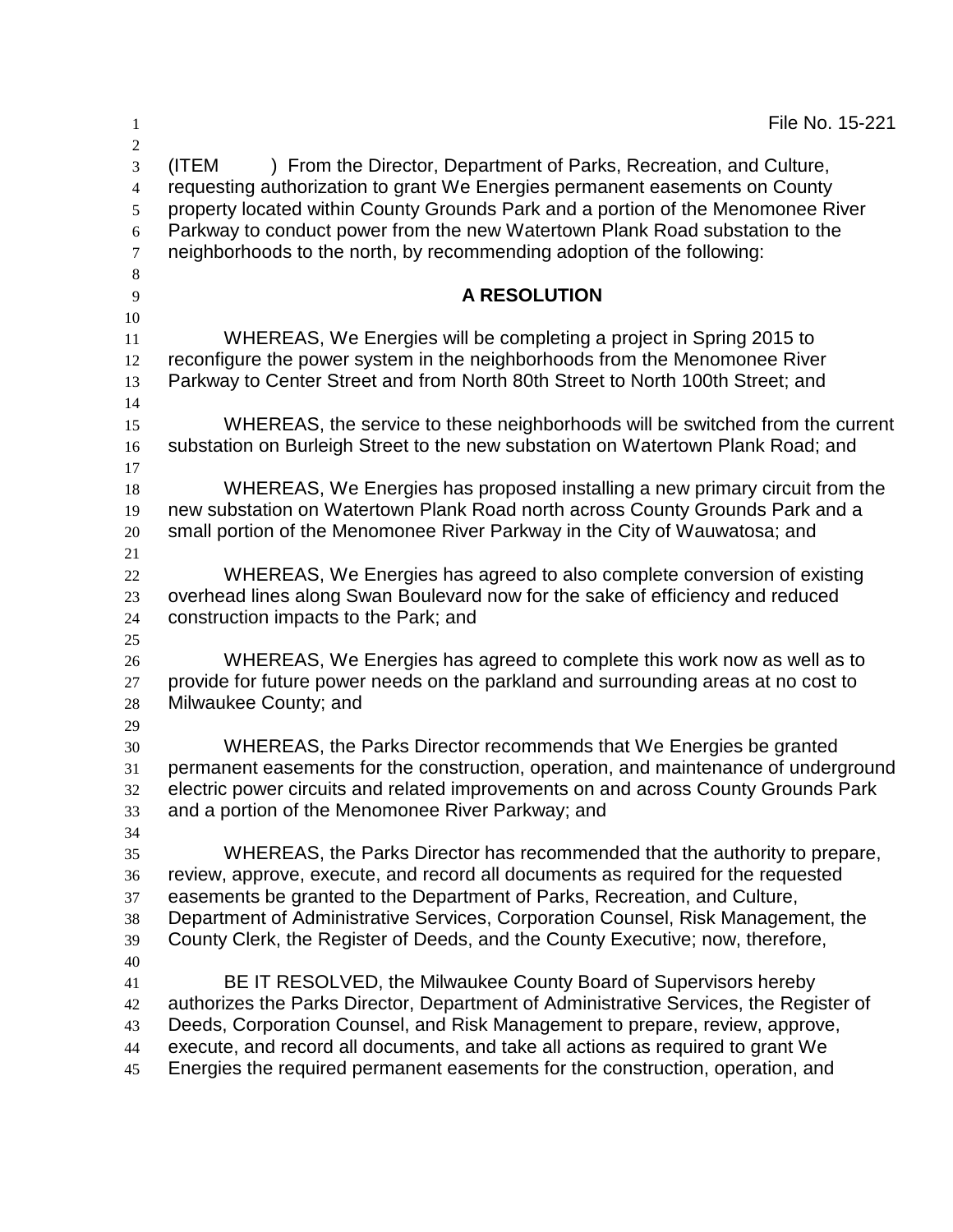File No. 15-221

(ITEM ) From the Director, Department of Parks, Recreation, and Culture, requesting authorization to grant We Energies permanent easements on County property located within County Grounds Park and a portion of the Menomonee River Parkway to conduct power from the new Watertown Plank Road substation to the neighborhoods to the north, by recommending adoption of the following:

## A RESOLUTION

WHEREAS, We Energies will be completing a project in Spring 2015 to reconfigure the power system in the neighborhoods from the Menomonee River Parkway to Center Street and from North 80th Street to North 100th Street; and

WHEREAS, the service to these neighborhoods will be switched from the current substation on Burleigh Street to the new substation on Watertown Plank Road; and

WHEREAS, We Energies has proposed installing a new primary circuit from the new substation on Watertown Plank Road north across County Grounds Park and a small portion of the Menomonee River Parkway in the City of Wauwatosa; and

WHEREAS, We Energies has agreed to also complete conversion of existing overhead lines along Swan Boulevard now for the sake of efficiency and reduced construction impacts to the Park; and

WHEREAS, We Energies has agreed to complete this work now as well as to provide for future power needs on the parkland and surrounding areas at no cost to Milwaukee County; and

WHEREAS, the Parks Director recommends that We Energies be granted permanent easements for the construction, operation, and maintenance of underground electric power circuits and related improvements on and across County Grounds Park and a portion of the Menomonee River Parkway; and

WHEREAS, the Parks Director has recommended that the authority to prepare, review, approve, execute, and record all documents as required for the requested easements be granted to the Department of Parks, Recreation, and Culture, Department of Administrative Services, Corporation Counsel, Risk Management, the County Clerk, the Register of Deeds, and the County Executive; now, therefore,

BE IT RESOLVED, the Milwaukee County Board of Supervisors hereby authorizes the Parks Director, Department of Administrative Services, the Register of Deeds, Corporation Counsel, and Risk Management to prepare, review, approve, execute, and record all documents, and take all actions as required to grant We Energies the required permanent easements for the construction, operation, and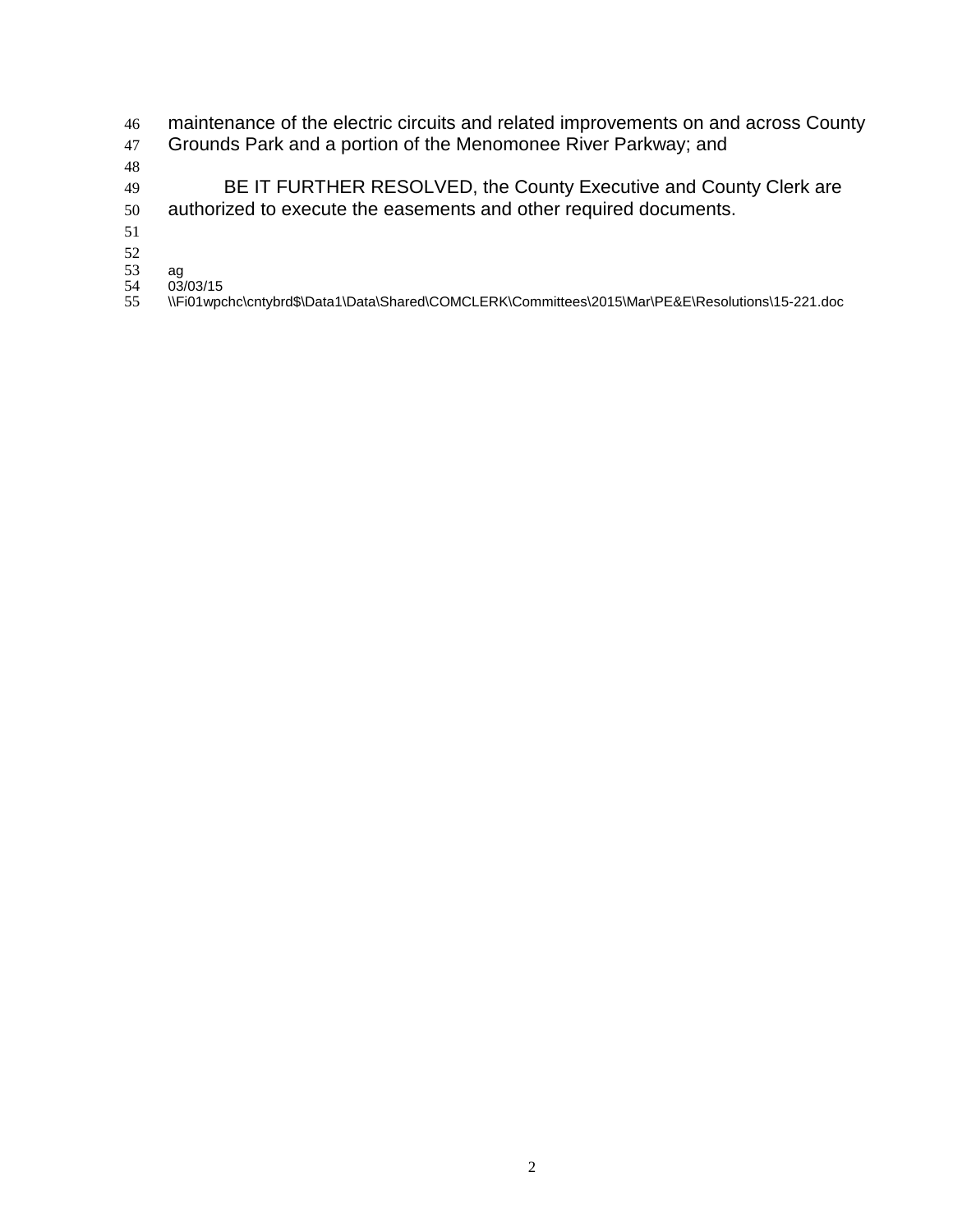maintenance of the electric circuits and related improvements on and across County Grounds Park and a portion of the Menomonee River Parkway; and

BE IT FURTHER RESOLVED, the County Executive and County Clerk are authorized to execute the easements and other required documents.

ag
03/03/15
\\Fi01wpchc\cntybrd$\Data1\Data\Shared\COMCLERK\Committees\2015\Mar\PE&E\Resolutions\15-221.doc